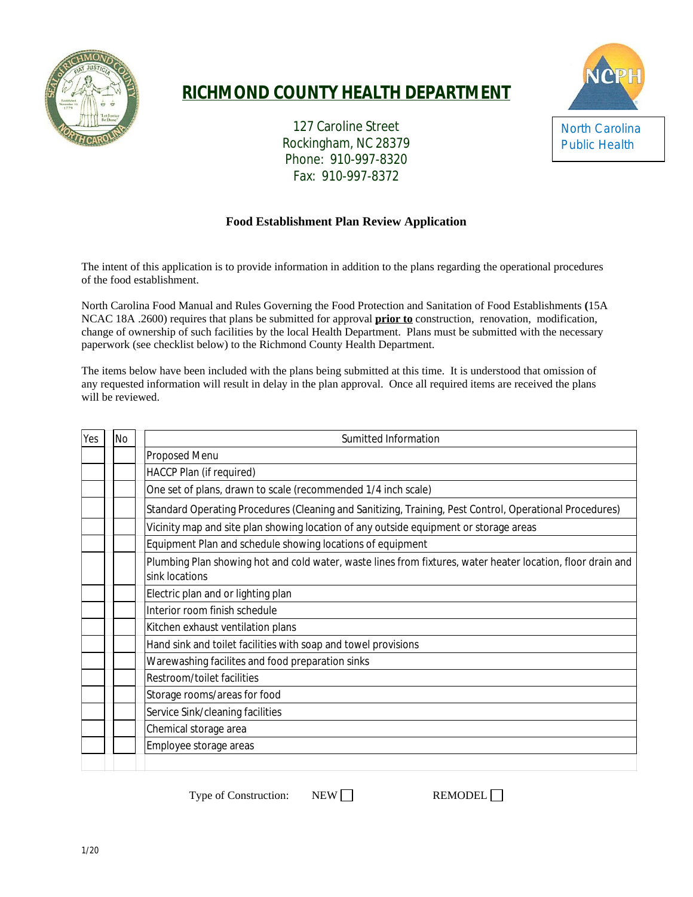# RICHMOND COUNTY HEALTH DEPARTMENT

127 Caroline Street
Rockingham, NC 28379
Phone: 910-997-8320
Fax: 910-997-8372

North Carolina
Public Health

## Food Establishment Plan Review Application

The intent of this application is to provide information in addition to the plans regarding the operational procedures of the food establishment.

North Carolina Food Manual and Rules Governing the Food Protection and Sanitation of Food Establishments **(**15A NCAC 18A .2600) requires that plans be submitted for approval **prior to** construction, renovation, modification, change of ownership of such facilities by the local Health Department. Plans must be submitted with the necessary paperwork (see checklist below) to the Richmond County Health Department.

The items below have been included with the plans being submitted at this time. It is understood that omission of any requested information will result in delay in the plan approval. Once all required items are received the plans will be reviewed.

| Yes | No | Sumitted Information |
|---|---|---|
| | | Proposed Menu |
| | | HACCP Plan (if required) |
| | | One set of plans, drawn to scale (recommended 1/4 inch scale) |
| | | Standard Operating Procedures (Cleaning and Sanitizing, Training, Pest Control, Operational Procedures) |
| | | Vicinity map and site plan showing location of any outside equipment or storage areas |
| | | Equipment Plan and schedule showing locations of equipment |
| | | Plumbing Plan showing hot and cold water, waste lines from fixtures, water heater location, floor drain and sink locations |
| | | Electric plan and or lighting plan |
| | | Interior room finish schedule |
| | | Kitchen exhaust ventilation plans |
| | | Hand sink and toilet facilities with soap and towel provisions |
| | | Warewashing facilites and food preparation sinks |
| | | Restroom/toilet facilities |
| | | Storage rooms/areas for food |
| | | Service Sink/cleaning facilities |
| | | Chemical storage area |
| | | Employee storage areas |

Type of Construction: NEW ☐ REMODEL ☐

1/20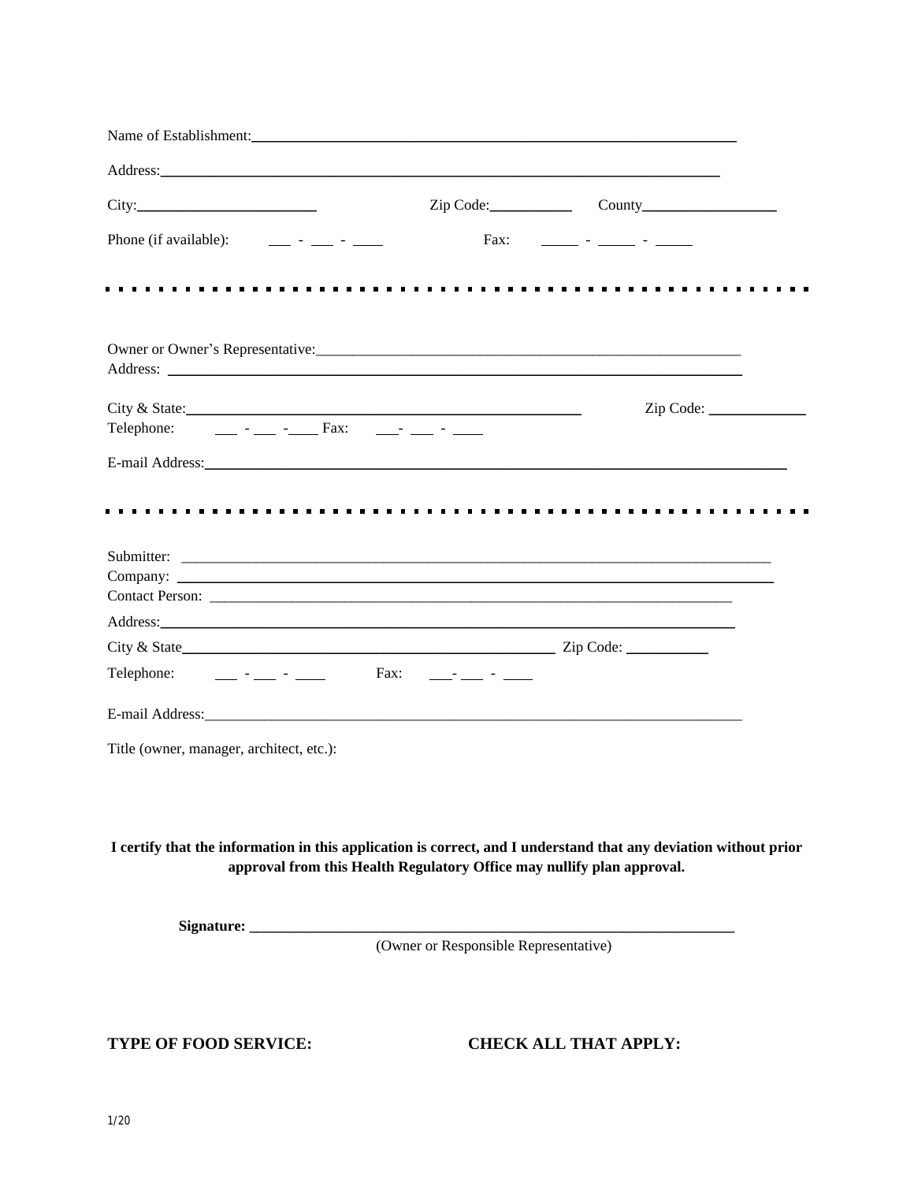Name of Establishment:\_\_\_\_\_\_\_\_\_\_\_\_\_\_\_\_\_\_\_\_\_\_\_\_\_\_\_\_\_\_\_\_\_\_\_\_\_\_\_\_\_\_\_\_\_\_\_\_\_\_\_\_\_\_\_\_\_\_\_\_\_\_

Address:\_\_\_\_\_\_\_\_\_\_\_\_\_\_\_\_\_\_\_\_\_\_\_\_\_\_\_\_\_\_\_\_\_\_\_\_\_\_\_\_\_\_\_\_\_\_\_\_\_\_\_\_\_\_\_\_\_\_\_\_\_\_\_\_\_\_\_\_\_\_

City:\_\_\_\_\_\_\_\_\_\_\_\_\_\_\_\_\_\_\_\_\_\_\_\_ Zip Code:\_\_\_\_\_\_\_\_\_\_\_ County\_\_\_\_\_\_\_\_\_\_\_\_\_\_\_\_\_\_

Phone (if available): \_\_\_ - \_\_\_ - \_\_\_\_ Fax: \_\_\_\_\_ - \_\_\_\_\_ - \_\_\_\_\_

---

Owner or Owner's Representative:\_\_\_\_\_\_\_\_\_\_\_\_\_\_\_\_\_\_\_\_\_\_\_\_\_\_\_\_\_\_\_\_\_\_\_\_\_\_\_\_\_\_\_\_\_\_\_\_\_\_\_\_\_\_\_

Address: \_\_\_\_\_\_\_\_\_\_\_\_\_\_\_\_\_\_\_\_\_\_\_\_\_\_\_\_\_\_\_\_\_\_\_\_\_\_\_\_\_\_\_\_\_\_\_\_\_\_\_\_\_\_\_\_\_\_\_\_\_\_\_\_\_\_\_\_\_\_\_

City & State:\_\_\_\_\_\_\_\_\_\_\_\_\_\_\_\_\_\_\_\_\_\_\_\_\_\_\_\_\_\_\_\_\_\_\_\_\_\_\_\_\_\_\_\_\_\_\_\_\_\_\_ Zip Code: \_\_\_\_\_\_\_\_\_\_\_\_\_

Telephone: \_\_\_ - \_\_\_ -\_\_\_\_ Fax: \_\_\_- \_\_\_ - \_\_\_\_

E-mail Address:\_\_\_\_\_\_\_\_\_\_\_\_\_\_\_\_\_\_\_\_\_\_\_\_\_\_\_\_\_\_\_\_\_\_\_\_\_\_\_\_\_\_\_\_\_\_\_\_\_\_\_\_\_\_\_\_\_\_\_\_\_\_\_\_\_\_\_\_\_\_\_\_

---

Submitter: \_\_\_\_\_\_\_\_\_\_\_\_\_\_\_\_\_\_\_\_\_\_\_\_\_\_\_\_\_\_\_\_\_\_\_\_\_\_\_\_\_\_\_\_\_\_\_\_\_\_\_\_\_\_\_\_\_\_\_\_\_\_\_\_\_\_\_\_\_\_\_\_\_

Company: \_\_\_\_\_\_\_\_\_\_\_\_\_\_\_\_\_\_\_\_\_\_\_\_\_\_\_\_\_\_\_\_\_\_\_\_\_\_\_\_\_\_\_\_\_\_\_\_\_\_\_\_\_\_\_\_\_\_\_\_\_\_\_\_\_\_\_\_\_\_\_\_\_\_

Contact Person: \_\_\_\_\_\_\_\_\_\_\_\_\_\_\_\_\_\_\_\_\_\_\_\_\_\_\_\_\_\_\_\_\_\_\_\_\_\_\_\_\_\_\_\_\_\_\_\_\_\_\_\_\_\_\_\_\_\_\_\_\_\_\_\_\_

Address:\_\_\_\_\_\_\_\_\_\_\_\_\_\_\_\_\_\_\_\_\_\_\_\_\_\_\_\_\_\_\_\_\_\_\_\_\_\_\_\_\_\_\_\_\_\_\_\_\_\_\_\_\_\_\_\_\_\_\_\_\_\_\_\_\_\_\_\_\_\_\_\_

City & State\_\_\_\_\_\_\_\_\_\_\_\_\_\_\_\_\_\_\_\_\_\_\_\_\_\_\_\_\_\_\_\_\_\_\_\_\_\_\_\_\_\_\_\_\_\_\_\_\_\_\_\_ Zip Code: \_\_\_\_\_\_\_\_\_\_\_

Telephone: \_\_\_ - \_\_\_ - \_\_\_\_ Fax: \_\_\_- \_\_\_ - \_\_\_\_

E-mail Address:\_\_\_\_\_\_\_\_\_\_\_\_\_\_\_\_\_\_\_\_\_\_\_\_\_\_\_\_\_\_\_\_\_\_\_\_\_\_\_\_\_\_\_\_\_\_\_\_\_\_\_\_\_\_\_\_\_\_\_\_\_\_\_\_\_\_\_\_\_

Title (owner, manager, architect, etc.):

**I certify that the information in this application is correct, and I understand that any deviation without prior approval from this Health Regulatory Office may nullify plan approval.**

**Signature: \_\_\_\_\_\_\_\_\_\_\_\_\_\_\_\_\_\_\_\_\_\_\_\_\_\_\_\_\_\_\_\_\_\_\_\_\_\_\_\_\_\_\_\_\_\_\_\_\_\_\_\_\_\_\_\_\_\_\_\_\_\_\_**

(Owner or Responsible Representative)

**TYPE OF FOOD SERVICE:** **CHECK ALL THAT APPLY:**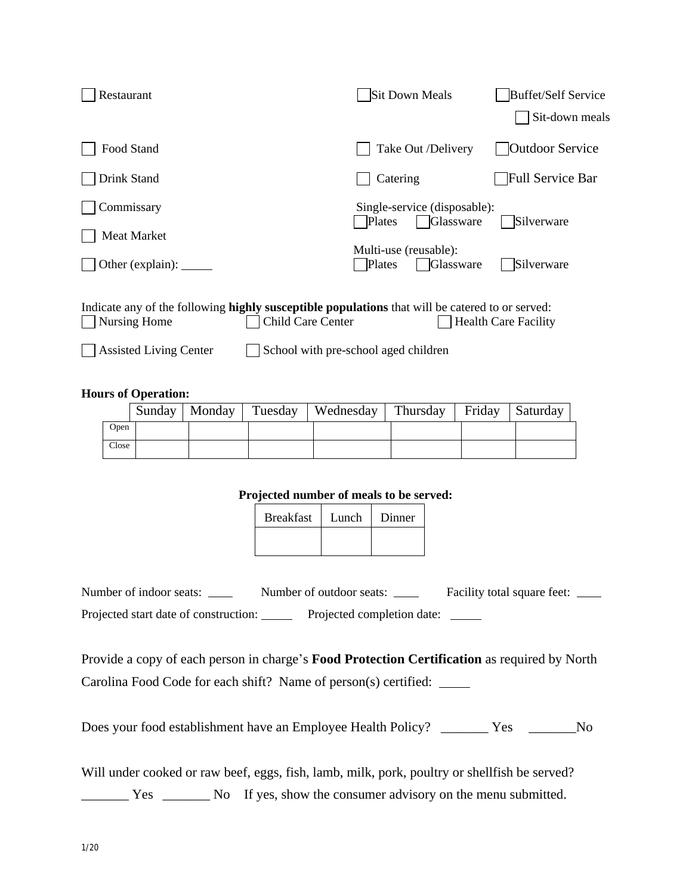☐ Restaurant ☐ Sit Down Meals ☐ Buffet/Self Service ☐ Sit-down meals

☐ Food Stand ☐ Take Out /Delivery ☐ Outdoor Service

☐ Drink Stand ☐ Catering ☐ Full Service Bar

☐ Commissary

Single-service (disposable): ☐ Plates ☐ Glassware ☐ Silverware

☐ Meat Market

Multi-use (reusable): ☐ Plates ☐ Glassware ☐ Silverware

☐ Other (explain): _____

Indicate any of the following **highly susceptible populations** that will be catered to or served:

☐ Nursing Home ☐ Child Care Center ☐ Health Care Facility

☐ Assisted Living Center ☐ School with pre-school aged children

**Hours of Operation:**

| | Sunday | Monday | Tuesday | Wednesday | Thursday | Friday | Saturday |
|---|---|---|---|---|---|---|---|
| Open | | | | | | | |
| Close | | | | | | | |

**Projected number of meals to be served:**

| Breakfast | Lunch | Dinner |
|---|---|---|
| | | |

Number of indoor seats: ____ Number of outdoor seats: ____ Facility total square feet: ____

Projected start date of construction: _____ Projected completion date: _____

Provide a copy of each person in charge's **Food Protection Certification** as required by North Carolina Food Code for each shift? Name of person(s) certified: _____

Does your food establishment have an Employee Health Policy? _______ Yes _______No

Will under cooked or raw beef, eggs, fish, lamb, milk, pork, poultry or shellfish be served?
_______ Yes _______ No If yes, show the consumer advisory on the menu submitted.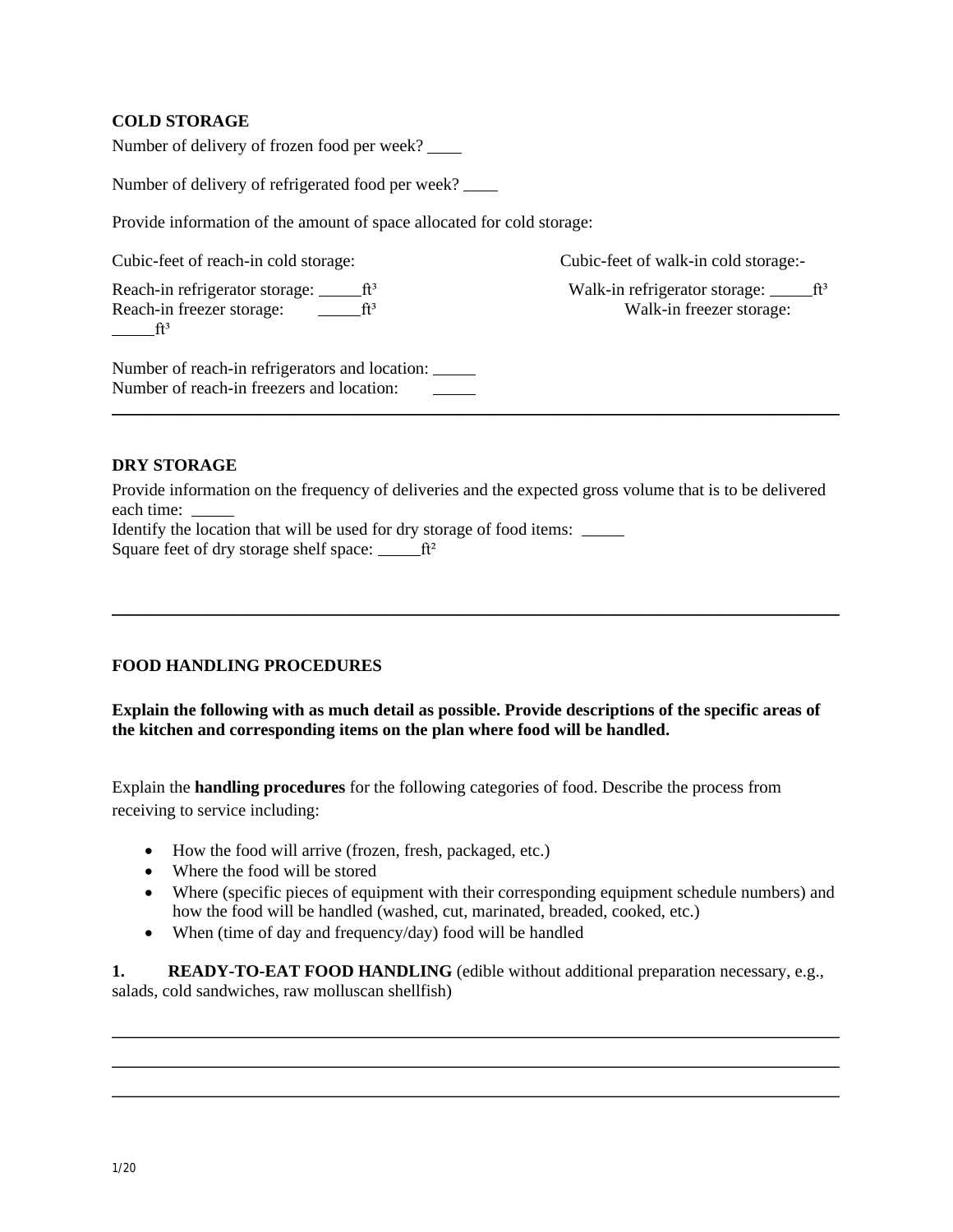**COLD STORAGE**

Number of delivery of frozen food per week? ____

Number of delivery of refrigerated food per week? ____

Provide information of the amount of space allocated for cold storage:

Cubic-feet of reach-in cold storage:

Reach-in refrigerator storage: _____ft³
Reach-in freezer storage: _____ft³

Cubic-feet of walk-in cold storage:-

Walk-in refrigerator storage: _____ft³
Walk-in freezer storage: _____ft³

Number of reach-in refrigerators and location: _____
Number of reach-in freezers and location: _____

---

**DRY STORAGE**

Provide information on the frequency of deliveries and the expected gross volume that is to be delivered each time: _____
Identify the location that will be used for dry storage of food items: _____
Square feet of dry storage shelf space: _____ft²

---

**FOOD HANDLING PROCEDURES**

**Explain the following with as much detail as possible. Provide descriptions of the specific areas of the kitchen and corresponding items on the plan where food will be handled.**

Explain the **handling procedures** for the following categories of food. Describe the process from receiving to service including:

- How the food will arrive (frozen, fresh, packaged, etc.)
- Where the food will be stored
- Where (specific pieces of equipment with their corresponding equipment schedule numbers) and how the food will be handled (washed, cut, marinated, breaded, cooked, etc.)
- When (time of day and frequency/day) food will be handled

**1. READY-TO-EAT FOOD HANDLING** (edible without additional preparation necessary, e.g., salads, cold sandwiches, raw molluscan shellfish)

---

---

---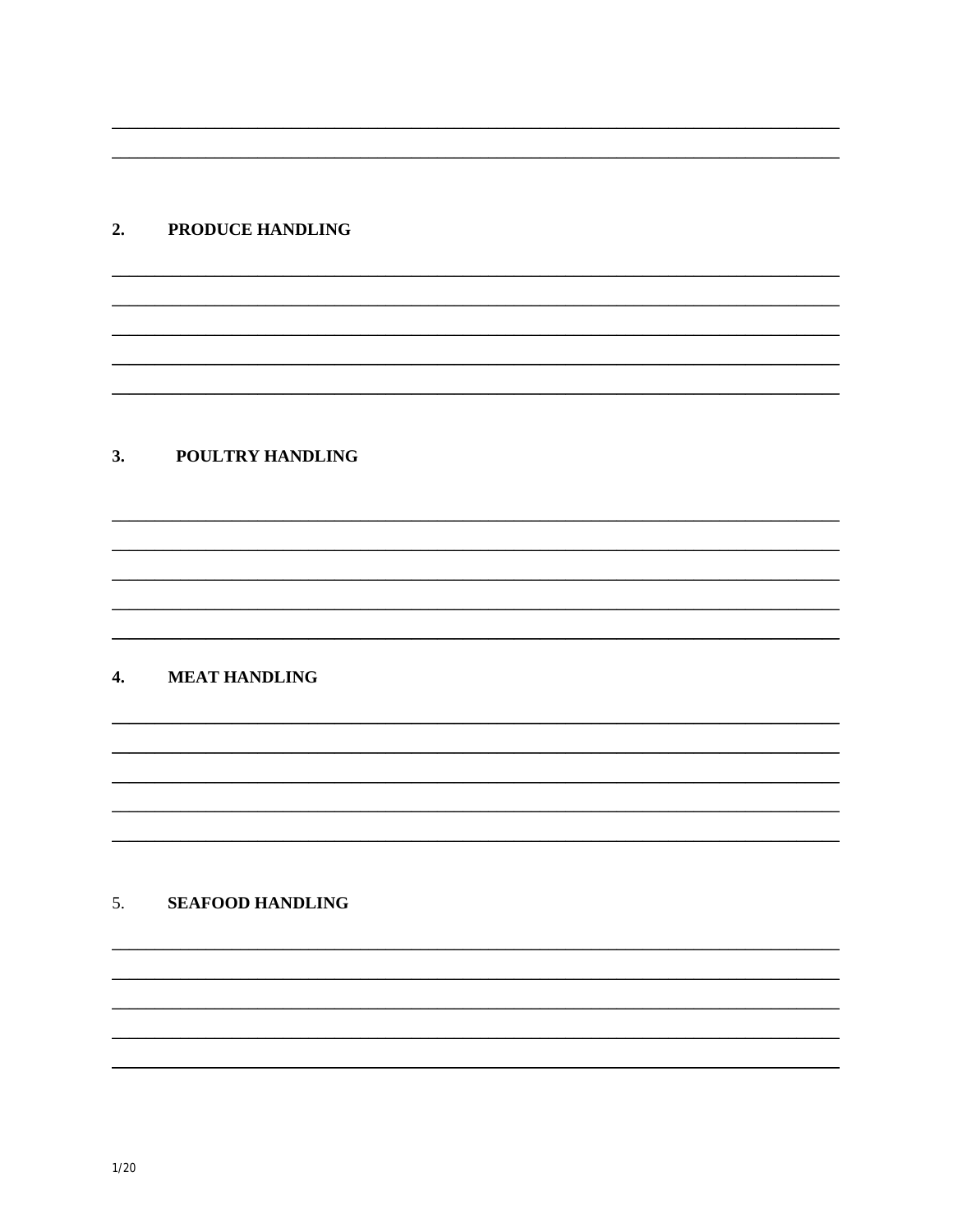## 2. PRODUCE HANDLING

## 3. POULTRY HANDLING

## 4. MEAT HANDLING

## 5. SEAFOOD HANDLING

1/20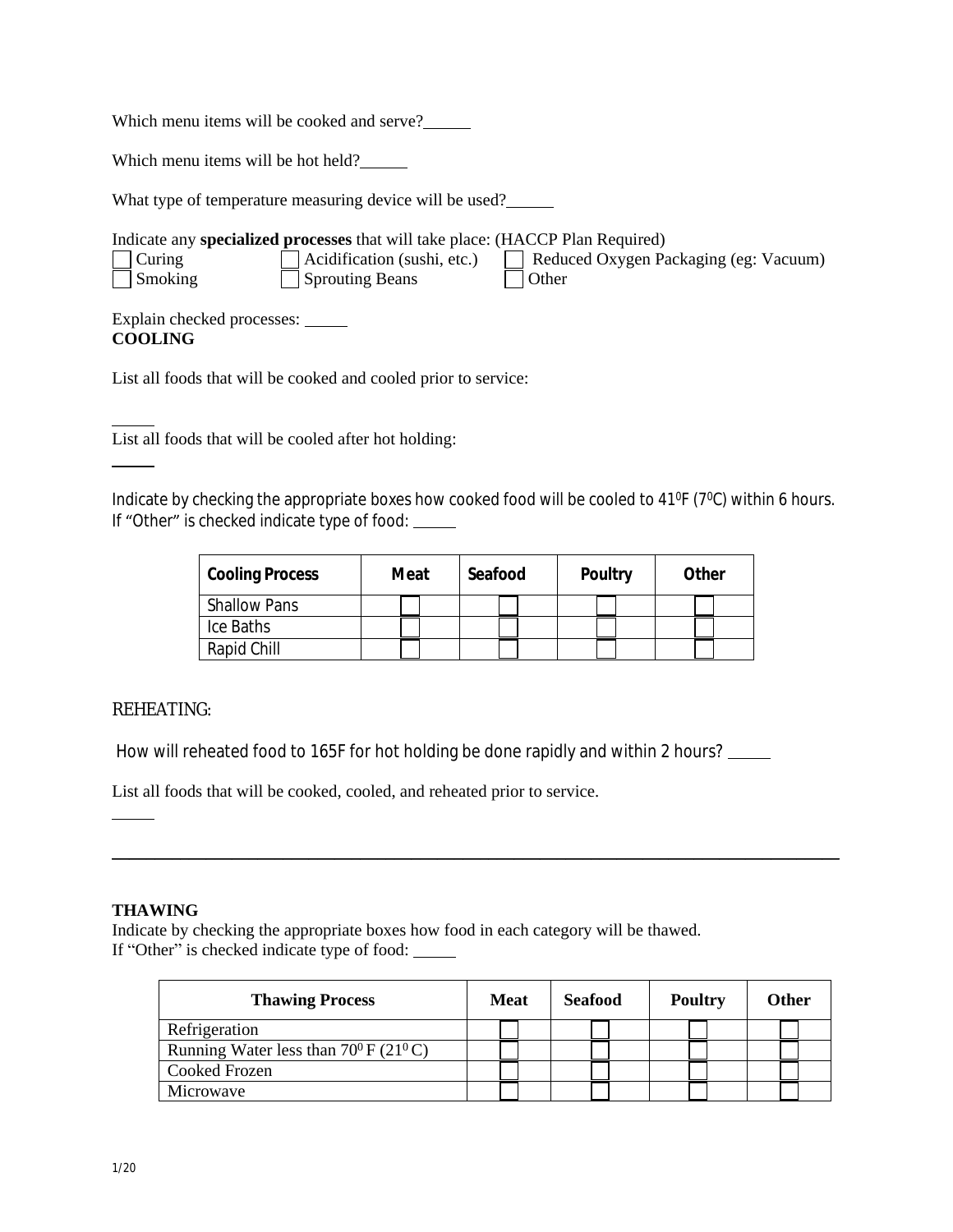Which menu items will be cooked and serve?\_\_\_\_\_\_

Which menu items will be hot held?\_\_\_\_\_\_

What type of temperature measuring device will be used?\_\_\_\_\_\_

Indicate any **specialized processes** that will take place: (HACCP Plan Required)

☐ Curing ☐ Acidification (sushi, etc.) ☐ Reduced Oxygen Packaging (eg: Vacuum)
☐ Smoking ☐ Sprouting Beans ☐ Other

Explain checked processes: \_\_\_\_\_\_

**COOLING**

List all foods that will be cooked and cooled prior to service:

\_\_\_\_\_\_

List all foods that will be cooled after hot holding:

\_\_\_\_\_\_

Indicate by checking the appropriate boxes how cooked food will be cooled to 41⁰F (7⁰C) within 6 hours.
If "Other" is checked indicate type of food: \_\_\_\_\_\_

| Cooling Process | Meat | Seafood | Poultry | Other |
|---|---|---|---|---|
| Shallow Pans | ☐ | ☐ | ☐ | ☐ |
| Ice Baths | ☐ | ☐ | ☐ | ☐ |
| Rapid Chill | ☐ | ☐ | ☐ | ☐ |

REHEATING:

How will reheated food to 165F for hot holding be done rapidly and within 2 hours? \_\_\_\_\_\_

List all foods that will be cooked, cooled, and reheated prior to service.

\_\_\_\_\_\_

---

**THAWING**

Indicate by checking the appropriate boxes how food in each category will be thawed.
If "Other" is checked indicate type of food: \_\_\_\_\_\_

| Thawing Process | Meat | Seafood | Poultry | Other |
|---|---|---|---|---|
| Refrigeration | ☐ | ☐ | ☐ | ☐ |
| Running Water less than 70⁰ F (21⁰ C) | ☐ | ☐ | ☐ | ☐ |
| Cooked Frozen | ☐ | ☐ | ☐ | ☐ |
| Microwave | ☐ | ☐ | ☐ | ☐ |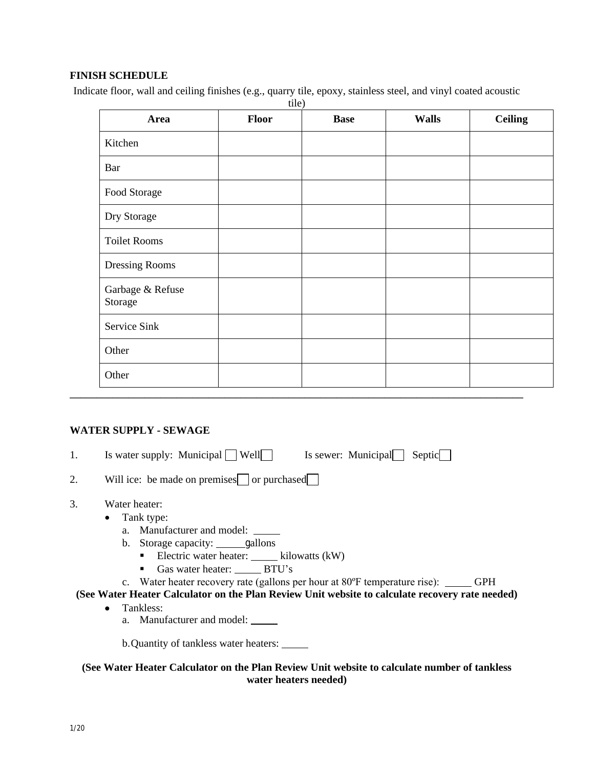## FINISH SCHEDULE

Indicate floor, wall and ceiling finishes (e.g., quarry tile, epoxy, stainless steel, and vinyl coated acoustic tile)

| Area | Floor | Base | Walls | Ceiling |
|---|---|---|---|---|
| Kitchen | | | | |
| Bar | | | | |
| Food Storage | | | | |
| Dry Storage | | | | |
| Toilet Rooms | | | | |
| Dressing Rooms | | | | |
| Garbage & Refuse Storage | | | | |
| Service Sink | | | | |
| Other | | | | |
| Other | | | | |

---

## WATER SUPPLY - SEWAGE

1. Is water supply: Municipal ☐ Well ☐ Is sewer: Municipal ☐ Septic ☐
2. Will ice: be made on premises ☐ or purchased ☐
3. Water heater:
   - Tank type:
     a. Manufacturer and model: _____
     b. Storage capacity: _____ gallons
        - Electric water heater: _____ kilowatts (kW)
        - Gas water heater: _____ BTU's
     c. Water heater recovery rate (gallons per hour at 80ºF temperature rise): _____ GPH

**(See Water Heater Calculator on the Plan Review Unit website to calculate recovery rate needed)**

   - Tankless:
     a. Manufacturer and model: _____
     b. Quantity of tankless water heaters: _____

**(See Water Heater Calculator on the Plan Review Unit website to calculate number of tankless water heaters needed)**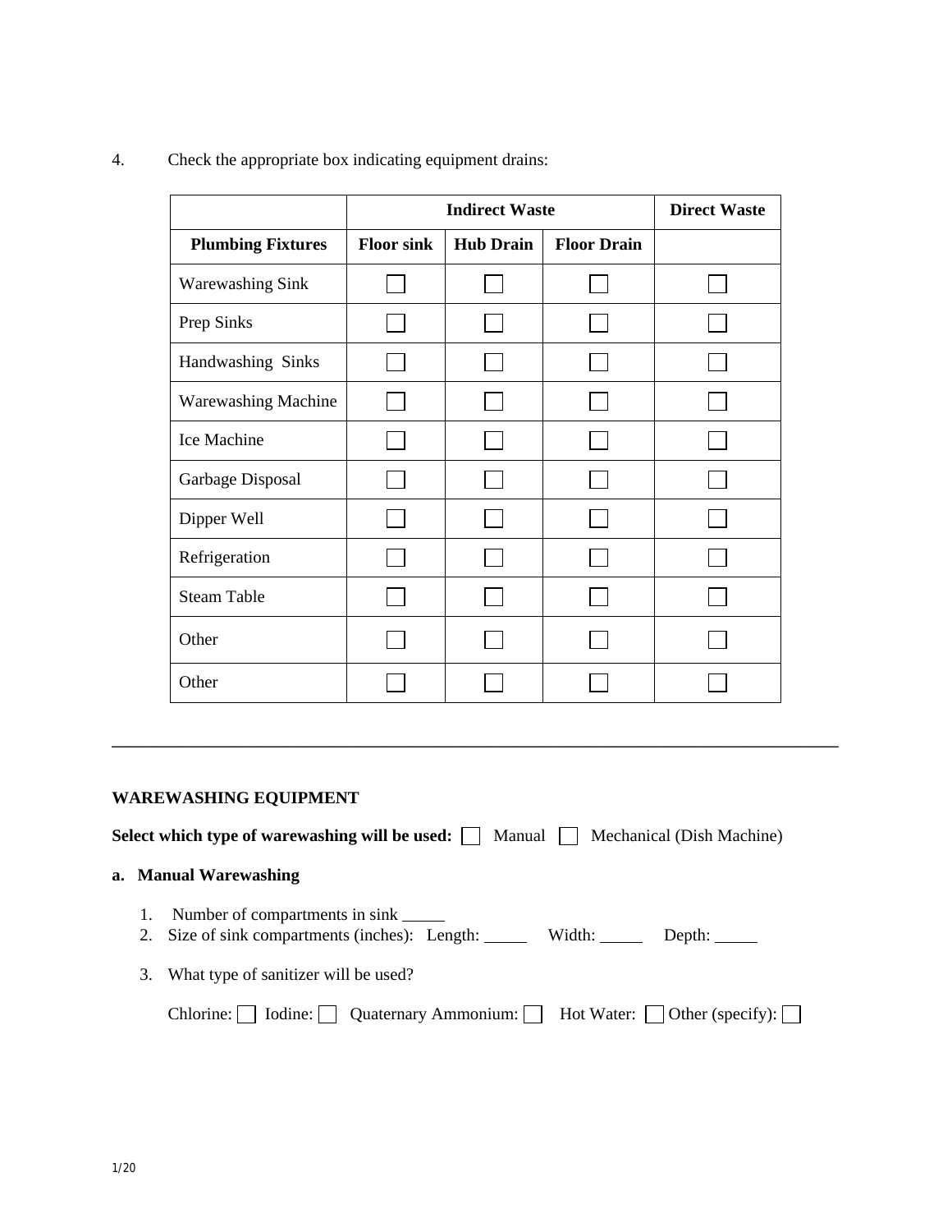4. Check the appropriate box indicating equipment drains:

| | Indirect Waste | | | Direct Waste |
|---|---|---|---|---|
| **Plumbing Fixtures** | **Floor sink** | **Hub Drain** | **Floor Drain** | |
| Warewashing Sink | ☐ | ☐ | ☐ | ☐ |
| Prep Sinks | ☐ | ☐ | ☐ | ☐ |
| Handwashing Sinks | ☐ | ☐ | ☐ | ☐ |
| Warewashing Machine | ☐ | ☐ | ☐ | ☐ |
| Ice Machine | ☐ | ☐ | ☐ | ☐ |
| Garbage Disposal | ☐ | ☐ | ☐ | ☐ |
| Dipper Well | ☐ | ☐ | ☐ | ☐ |
| Refrigeration | ☐ | ☐ | ☐ | ☐ |
| Steam Table | ☐ | ☐ | ☐ | ☐ |
| Other | ☐ | ☐ | ☐ | ☐ |
| Other | ☐ | ☐ | ☐ | ☐ |

---

**WAREWASHING EQUIPMENT**

**Select which type of warewashing will be used:** ☐ Manual ☐ Mechanical (Dish Machine)

**a. Manual Warewashing**

1. Number of compartments in sink _____
2. Size of sink compartments (inches): Length: _____ Width: _____ Depth: _____
3. What type of sanitizer will be used?

   Chlorine: ☐ Iodine: ☐ Quaternary Ammonium: ☐ Hot Water: ☐ Other (specify): ☐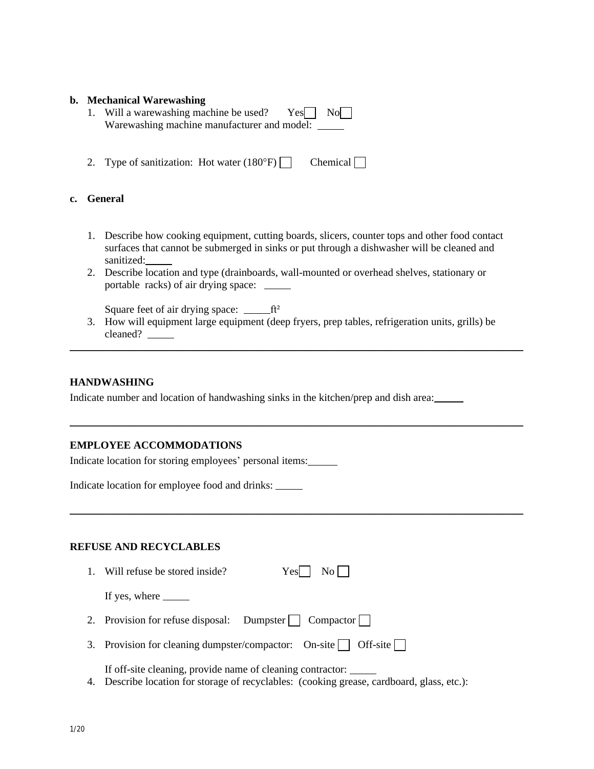**b. Mechanical Warewashing**

1. Will a warewashing machine be used? Yes ☐ No ☐
   Warewashing machine manufacturer and model: _____

2. Type of sanitization: Hot water (180°F) ☐ Chemical ☐

**c. General**

1. Describe how cooking equipment, cutting boards, slicers, counter tops and other food contact surfaces that cannot be submerged in sinks or put through a dishwasher will be cleaned and sanitized: _____
2. Describe location and type (drainboards, wall-mounted or overhead shelves, stationary or portable racks) of air drying space: _____

   Square feet of air drying space: _____ft²
3. How will equipment large equipment (deep fryers, prep tables, refrigeration units, grills) be cleaned? _____

---

**HANDWASHING**

Indicate number and location of handwashing sinks in the kitchen/prep and dish area: _____

---

**EMPLOYEE ACCOMMODATIONS**

Indicate location for storing employees' personal items: _____

Indicate location for employee food and drinks: _____

---

**REFUSE AND RECYCLABLES**

1. Will refuse be stored inside? Yes ☐ No ☐

   If yes, where _____

2. Provision for refuse disposal: Dumpster ☐ Compactor ☐

3. Provision for cleaning dumpster/compactor: On-site ☐ Off-site ☐

   If off-site cleaning, provide name of cleaning contractor: _____
4. Describe location for storage of recyclables: (cooking grease, cardboard, glass, etc.):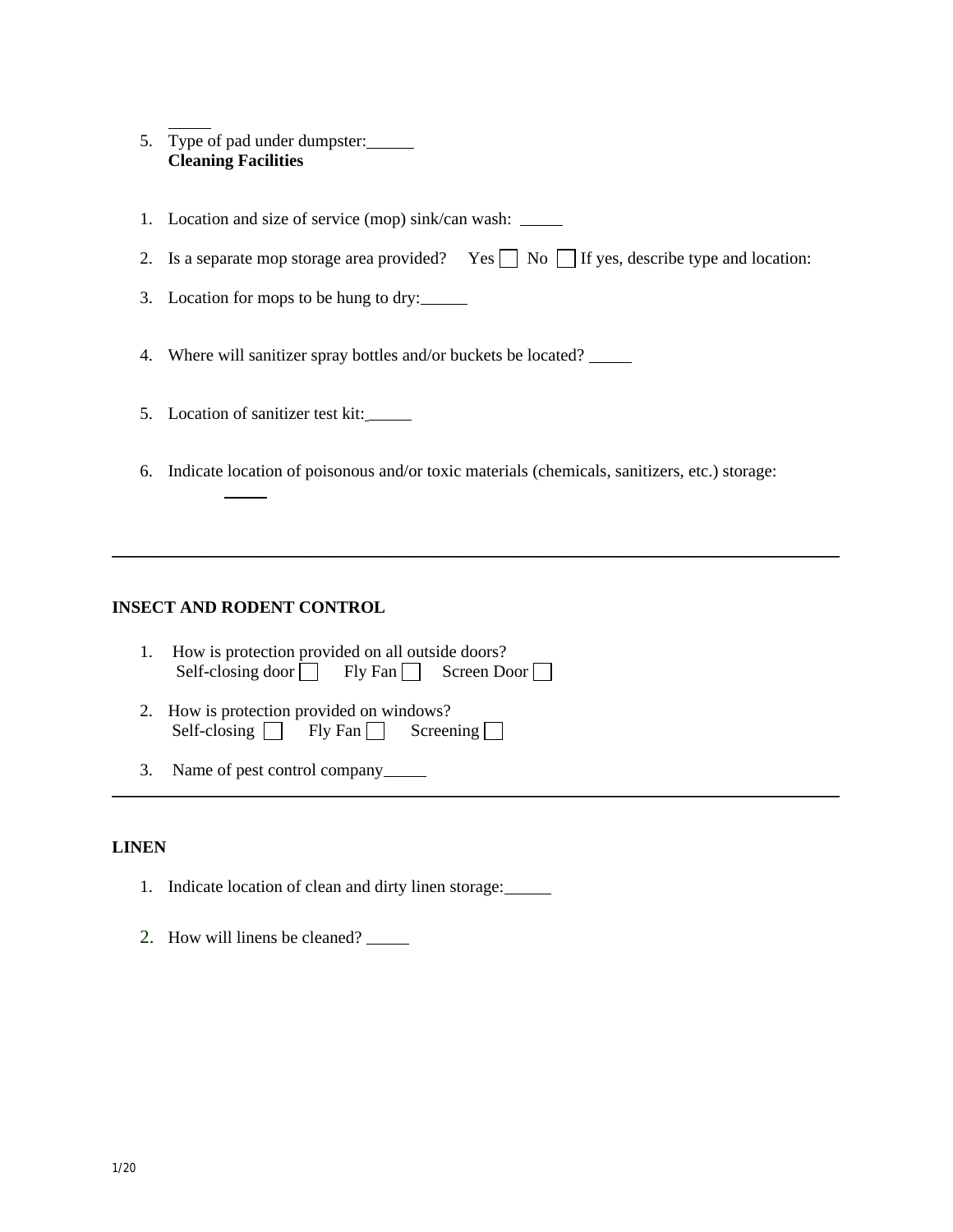5. Type of pad under dumpster: _____

**Cleaning Facilities**

1. Location and size of service (mop) sink/can wash: _____
2. Is a separate mop storage area provided? Yes ☐ No ☐ If yes, describe type and location:
3. Location for mops to be hung to dry: _____
4. Where will sanitizer spray bottles and/or buckets be located? _____
5. Location of sanitizer test kit: _____
6. Indicate location of poisonous and/or toxic materials (chemicals, sanitizers, etc.) storage: _____

---

**INSECT AND RODENT CONTROL**

1. How is protection provided on all outside doors?
   Self-closing door ☐ Fly Fan ☐ Screen Door ☐
2. How is protection provided on windows?
   Self-closing ☐ Fly Fan ☐ Screening ☐
3. Name of pest control company _____

---

**LINEN**

1. Indicate location of clean and dirty linen storage: _____
2. How will linens be cleaned? _____